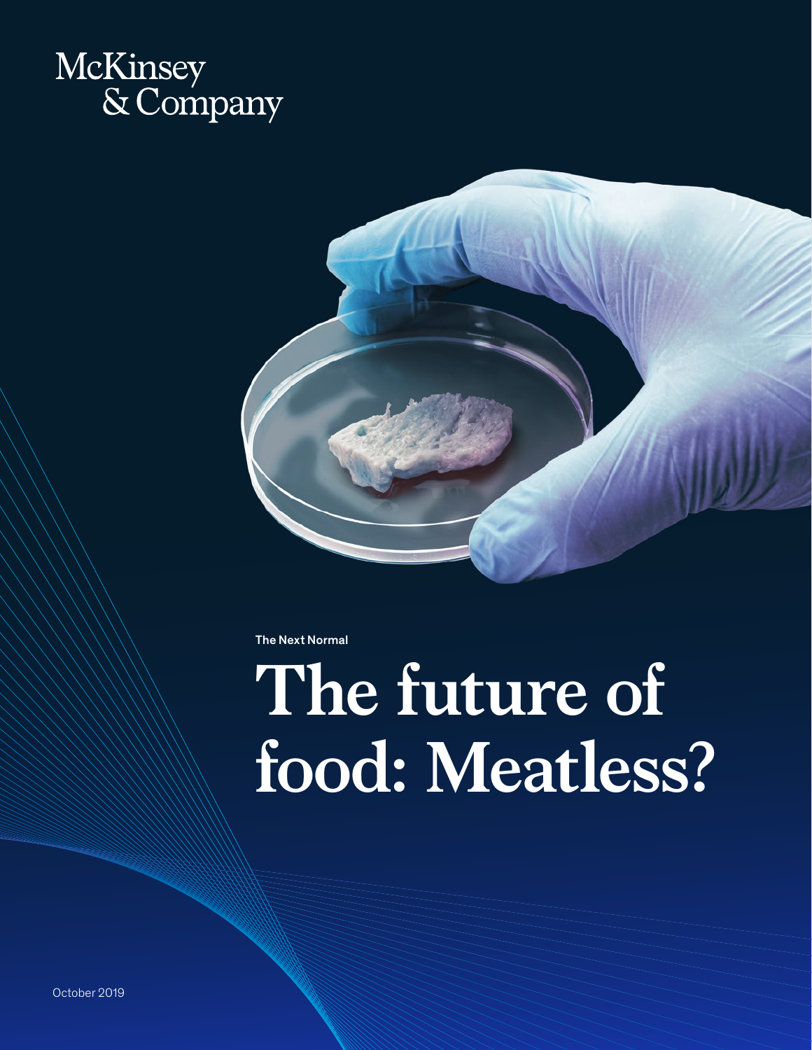McKinsey & Company

The Next Normal

# The future of food: Meatless?

October 2019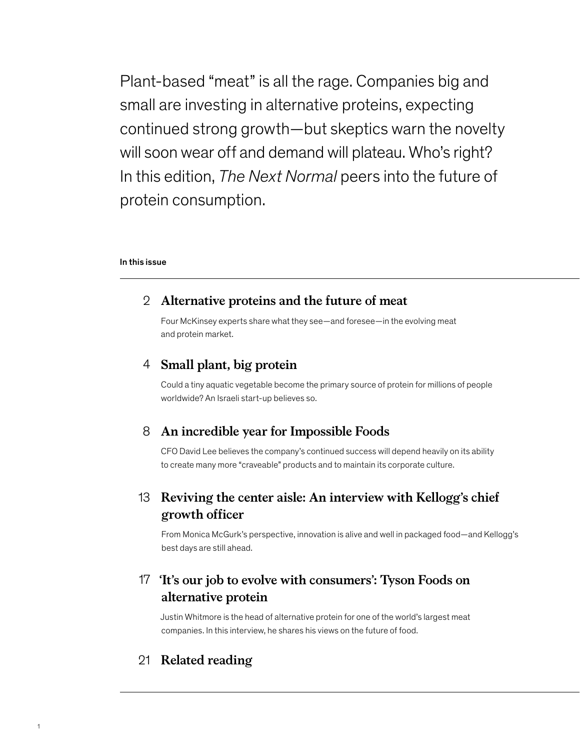Plant-based "meat" is all the rage. Companies big and small are investing in alternative proteins, expecting continued strong growth—but skeptics warn the novelty will soon wear off and demand will plateau. Who's right? In this edition, *The Next Normal* peers into the future of protein consumption.

**In this issue**

2 **Alternative proteins and the future of meat**

Four McKinsey experts share what they see—and foresee—in the evolving meat and protein market.

4 **Small plant, big protein**

Could a tiny aquatic vegetable become the primary source of protein for millions of people worldwide? An Israeli start-up believes so.

8 **An incredible year for Impossible Foods**

CFO David Lee believes the company's continued success will depend heavily on its ability to create many more "craveable" products and to maintain its corporate culture.

13 **Reviving the center aisle: An interview with Kellogg's chief growth officer**

From Monica McGurk's perspective, innovation is alive and well in packaged food—and Kellogg's best days are still ahead.

17 **'It's our job to evolve with consumers': Tyson Foods on alternative protein**

Justin Whitmore is the head of alternative protein for one of the world's largest meat companies. In this interview, he shares his views on the future of food.

21 **Related reading**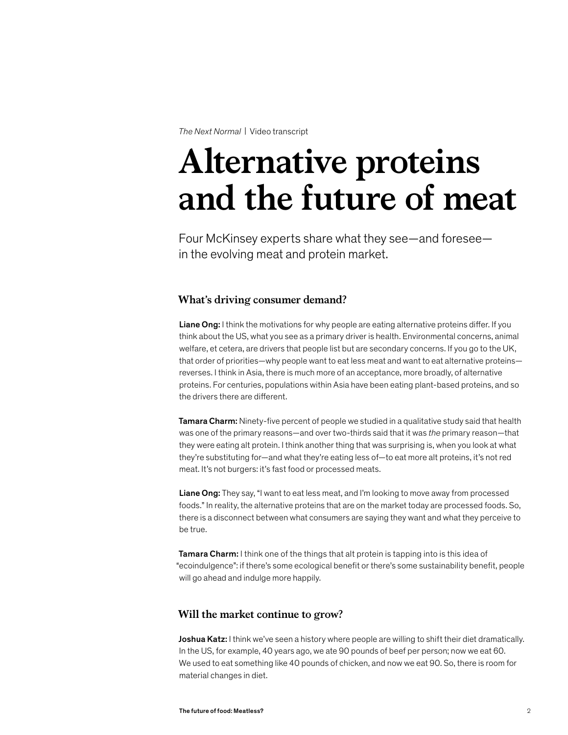*The Next Normal* | Video transcript

# Alternative proteins and the future of meat

Four McKinsey experts share what they see—and foresee—in the evolving meat and protein market.

## What's driving consumer demand?

**Liane Ong:** I think the motivations for why people are eating alternative proteins differ. If you think about the US, what you see as a primary driver is health. Environmental concerns, animal welfare, et cetera, are drivers that people list but are secondary concerns. If you go to the UK, that order of priorities—why people want to eat less meat and want to eat alternative proteins—reverses. I think in Asia, there is much more of an acceptance, more broadly, of alternative proteins. For centuries, populations within Asia have been eating plant-based proteins, and so the drivers there are different.

**Tamara Charm:** Ninety-five percent of people we studied in a qualitative study said that health was one of the primary reasons—and over two-thirds said that it was *the* primary reason—that they were eating alt protein. I think another thing that was surprising is, when you look at what they're substituting for—and what they're eating less of—to eat more alt proteins, it's not red meat. It's not burgers: it's fast food or processed meats.

**Liane Ong:** They say, "I want to eat less meat, and I'm looking to move away from processed foods." In reality, the alternative proteins that are on the market today are processed foods. So, there is a disconnect between what consumers are saying they want and what they perceive to be true.

**Tamara Charm:** I think one of the things that alt protein is tapping into is this idea of "ecoindulgence": if there's some ecological benefit or there's some sustainability benefit, people will go ahead and indulge more happily.

## Will the market continue to grow?

**Joshua Katz:** I think we've seen a history where people are willing to shift their diet dramatically. In the US, for example, 40 years ago, we ate 90 pounds of beef per person; now we eat 60. We used to eat something like 40 pounds of chicken, and now we eat 90. So, there is room for material changes in diet.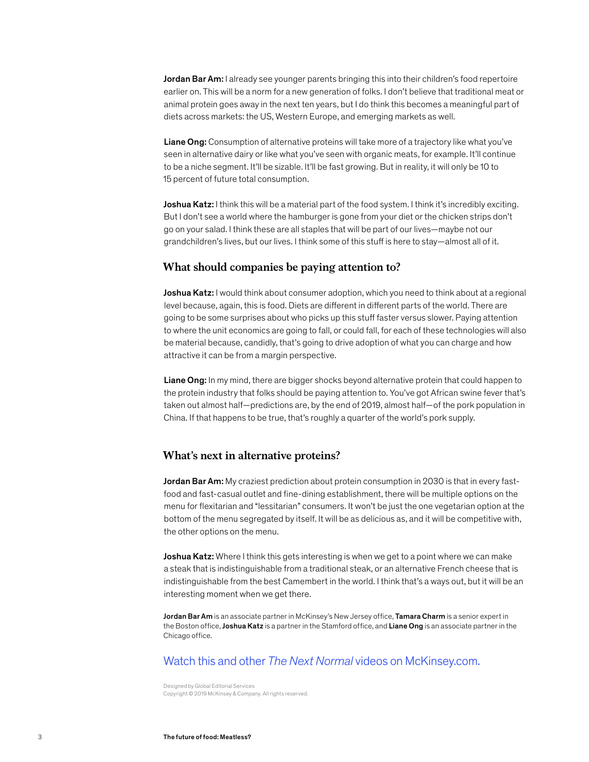**Jordan Bar Am:** I already see younger parents bringing this into their children's food repertoire earlier on. This will be a norm for a new generation of folks. I don't believe that traditional meat or animal protein goes away in the next ten years, but I do think this becomes a meaningful part of diets across markets: the US, Western Europe, and emerging markets as well.

**Liane Ong:** Consumption of alternative proteins will take more of a trajectory like what you've seen in alternative dairy or like what you've seen with organic meats, for example. It'll continue to be a niche segment. It'll be sizable. It'll be fast growing. But in reality, it will only be 10 to 15 percent of future total consumption.

**Joshua Katz:** I think this will be a material part of the food system. I think it's incredibly exciting. But I don't see a world where the hamburger is gone from your diet or the chicken strips don't go on your salad. I think these are all staples that will be part of our lives—maybe not our grandchildren's lives, but our lives. I think some of this stuff is here to stay—almost all of it.

## What should companies be paying attention to?

**Joshua Katz:** I would think about consumer adoption, which you need to think about at a regional level because, again, this is food. Diets are different in different parts of the world. There are going to be some surprises about who picks up this stuff faster versus slower. Paying attention to where the unit economics are going to fall, or could fall, for each of these technologies will also be material because, candidly, that's going to drive adoption of what you can charge and how attractive it can be from a margin perspective.

**Liane Ong:** In my mind, there are bigger shocks beyond alternative protein that could happen to the protein industry that folks should be paying attention to. You've got African swine fever that's taken out almost half—predictions are, by the end of 2019, almost half—of the pork population in China. If that happens to be true, that's roughly a quarter of the world's pork supply.

## What's next in alternative proteins?

**Jordan Bar Am:** My craziest prediction about protein consumption in 2030 is that in every fast-food and fast-casual outlet and fine-dining establishment, there will be multiple options on the menu for flexitarian and "lessitarian" consumers. It won't be just the one vegetarian option at the bottom of the menu segregated by itself. It will be as delicious as, and it will be competitive with, the other options on the menu.

**Joshua Katz:** Where I think this gets interesting is when we get to a point where we can make a steak that is indistinguishable from a traditional steak, or an alternative French cheese that is indistinguishable from the best Camembert in the world. I think that's a ways out, but it will be an interesting moment when we get there.

**Jordan Bar Am** is an associate partner in McKinsey's New Jersey office, **Tamara Charm** is a senior expert in the Boston office, **Joshua Katz** is a partner in the Stamford office, and **Liane Ong** is an associate partner in the Chicago office.

Watch this and other *The Next Normal* videos on McKinsey.com.

Designed by Global Editorial Services
Copyright © 2019 McKinsey & Company. All rights reserved.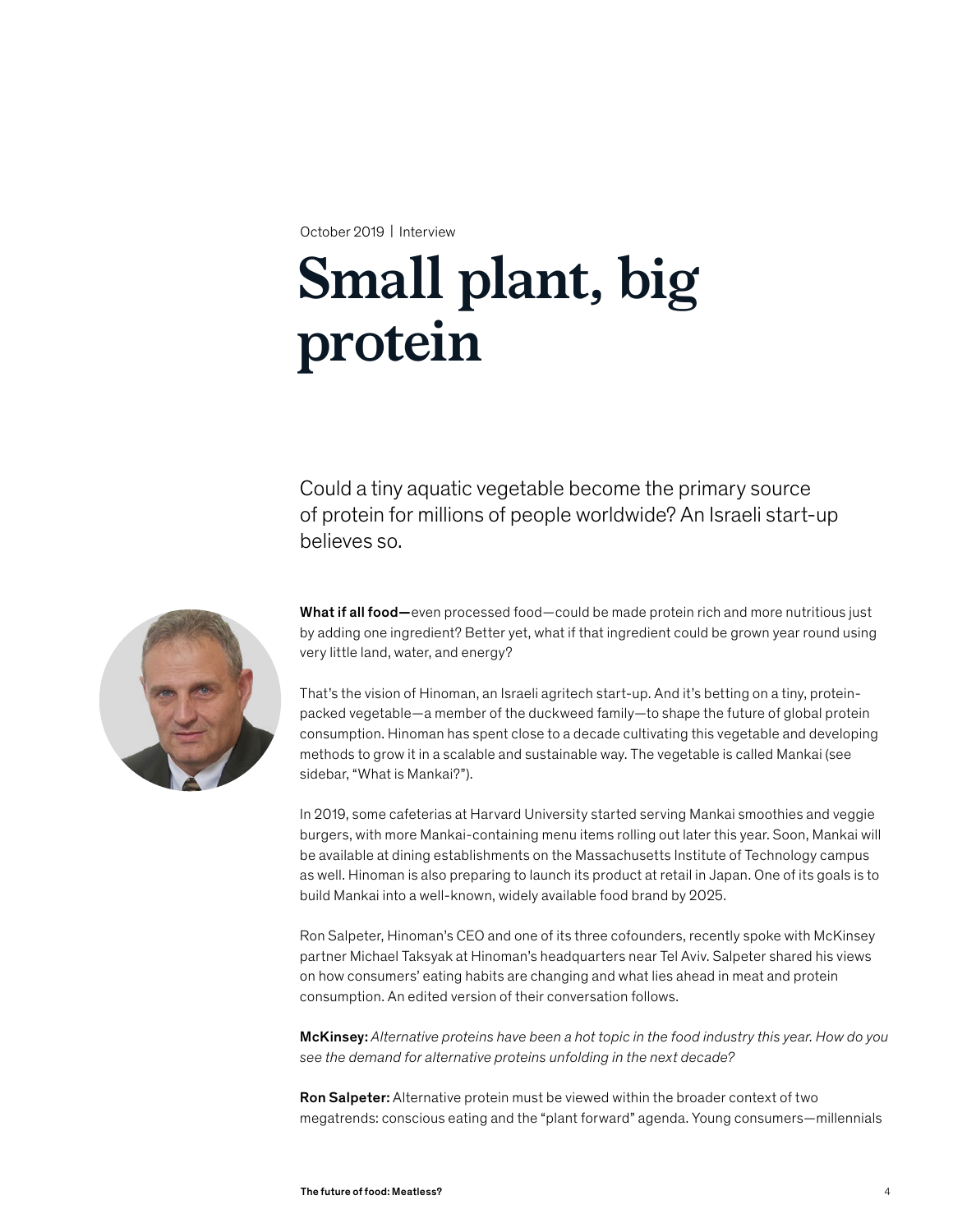October 2019 | Interview

# Small plant, big protein

Could a tiny aquatic vegetable become the primary source of protein for millions of people worldwide? An Israeli start-up believes so.

**What if all food—**even processed food—could be made protein rich and more nutritious just by adding one ingredient? Better yet, what if that ingredient could be grown year round using very little land, water, and energy?

That's the vision of Hinoman, an Israeli agritech start-up. And it's betting on a tiny, protein-packed vegetable—a member of the duckweed family—to shape the future of global protein consumption. Hinoman has spent close to a decade cultivating this vegetable and developing methods to grow it in a scalable and sustainable way. The vegetable is called Mankai (see sidebar, "What is Mankai?").

In 2019, some cafeterias at Harvard University started serving Mankai smoothies and veggie burgers, with more Mankai-containing menu items rolling out later this year. Soon, Mankai will be available at dining establishments on the Massachusetts Institute of Technology campus as well. Hinoman is also preparing to launch its product at retail in Japan. One of its goals is to build Mankai into a well-known, widely available food brand by 2025.

Ron Salpeter, Hinoman's CEO and one of its three cofounders, recently spoke with McKinsey partner Michael Taksyak at Hinoman's headquarters near Tel Aviv. Salpeter shared his views on how consumers' eating habits are changing and what lies ahead in meat and protein consumption. An edited version of their conversation follows.

**McKinsey:** *Alternative proteins have been a hot topic in the food industry this year. How do you see the demand for alternative proteins unfolding in the next decade?*

**Ron Salpeter:** Alternative protein must be viewed within the broader context of two megatrends: conscious eating and the "plant forward" agenda. Young consumers—millennials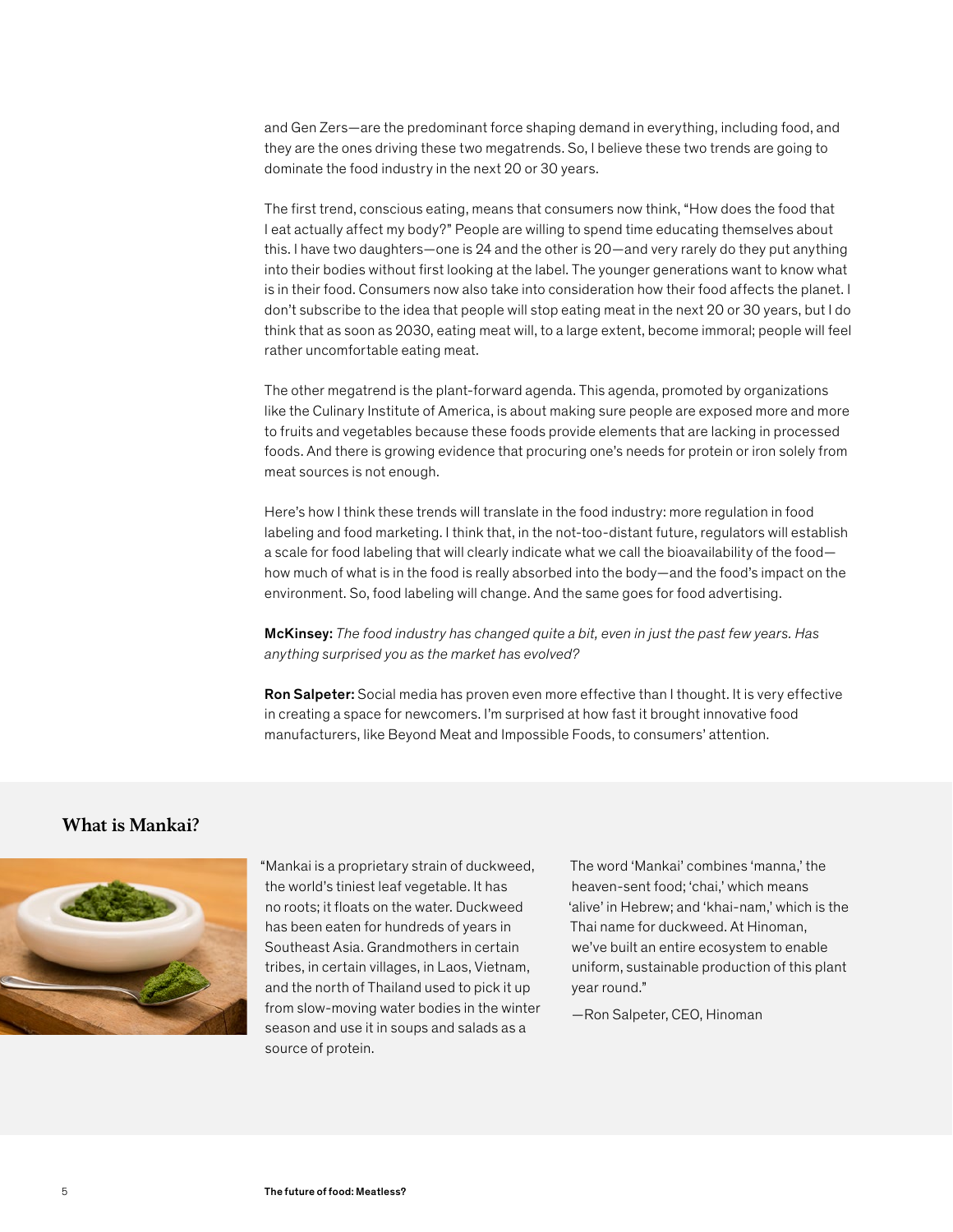and Gen Zers—are the predominant force shaping demand in everything, including food, and they are the ones driving these two megatrends. So, I believe these two trends are going to dominate the food industry in the next 20 or 30 years.

The first trend, conscious eating, means that consumers now think, "How does the food that I eat actually affect my body?" People are willing to spend time educating themselves about this. I have two daughters—one is 24 and the other is 20—and very rarely do they put anything into their bodies without first looking at the label. The younger generations want to know what is in their food. Consumers now also take into consideration how their food affects the planet. I don't subscribe to the idea that people will stop eating meat in the next 20 or 30 years, but I do think that as soon as 2030, eating meat will, to a large extent, become immoral; people will feel rather uncomfortable eating meat.

The other megatrend is the plant-forward agenda. This agenda, promoted by organizations like the Culinary Institute of America, is about making sure people are exposed more and more to fruits and vegetables because these foods provide elements that are lacking in processed foods. And there is growing evidence that procuring one's needs for protein or iron solely from meat sources is not enough.

Here's how I think these trends will translate in the food industry: more regulation in food labeling and food marketing. I think that, in the not-too-distant future, regulators will establish a scale for food labeling that will clearly indicate what we call the bioavailability of the food—how much of what is in the food is really absorbed into the body—and the food's impact on the environment. So, food labeling will change. And the same goes for food advertising.

**McKinsey:** *The food industry has changed quite a bit, even in just the past few years. Has anything surprised you as the market has evolved?*

**Ron Salpeter:** Social media has proven even more effective than I thought. It is very effective in creating a space for newcomers. I'm surprised at how fast it brought innovative food manufacturers, like Beyond Meat and Impossible Foods, to consumers' attention.

## What is Mankai?

"Mankai is a proprietary strain of duckweed, the world's tiniest leaf vegetable. It has no roots; it floats on the water. Duckweed has been eaten for hundreds of years in Southeast Asia. Grandmothers in certain tribes, in certain villages, in Laos, Vietnam, and the north of Thailand used to pick it up from slow-moving water bodies in the winter season and use it in soups and salads as a source of protein.

The word 'Mankai' combines 'manna,' the heaven-sent food; 'chai,' which means 'alive' in Hebrew; and 'khai-nam,' which is the Thai name for duckweed. At Hinoman, we've built an entire ecosystem to enable uniform, sustainable production of this plant year round."

—Ron Salpeter, CEO, Hinoman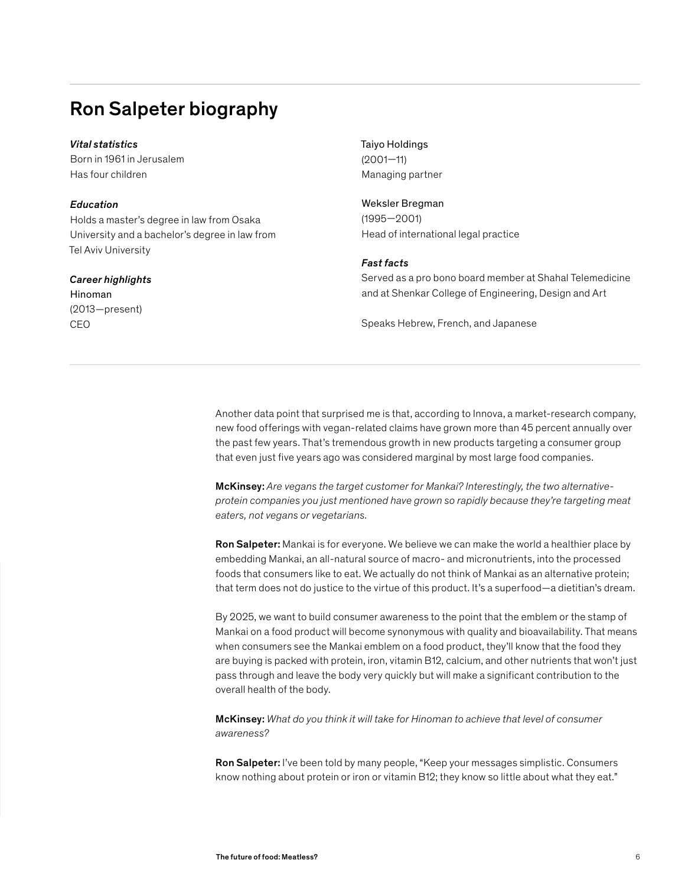## Ron Salpeter biography

***Vital statistics***
Born in 1961 in Jerusalem
Has four children

***Education***
Holds a master's degree in law from Osaka University and a bachelor's degree in law from Tel Aviv University

***Career highlights***
Hinoman
(2013—present)
CEO

Taiyo Holdings
(2001—11)
Managing partner

Weksler Bregman
(1995—2001)
Head of international legal practice

***Fast facts***
Served as a pro bono board member at Shahal Telemedicine and at Shenkar College of Engineering, Design and Art

Speaks Hebrew, French, and Japanese

---

Another data point that surprised me is that, according to Innova, a market-research company, new food offerings with vegan-related claims have grown more than 45 percent annually over the past few years. That's tremendous growth in new products targeting a consumer group that even just five years ago was considered marginal by most large food companies.

**McKinsey:** *Are vegans the target customer for Mankai? Interestingly, the two alternative-protein companies you just mentioned have grown so rapidly because they're targeting meat eaters, not vegans or vegetarians.*

**Ron Salpeter:** Mankai is for everyone. We believe we can make the world a healthier place by embedding Mankai, an all-natural source of macro- and micronutrients, into the processed foods that consumers like to eat. We actually do not think of Mankai as an alternative protein; that term does not do justice to the virtue of this product. It's a superfood—a dietitian's dream.

By 2025, we want to build consumer awareness to the point that the emblem or the stamp of Mankai on a food product will become synonymous with quality and bioavailability. That means when consumers see the Mankai emblem on a food product, they'll know that the food they are buying is packed with protein, iron, vitamin B12, calcium, and other nutrients that won't just pass through and leave the body very quickly but will make a significant contribution to the overall health of the body.

**McKinsey:** *What do you think it will take for Hinoman to achieve that level of consumer awareness?*

**Ron Salpeter:** I've been told by many people, "Keep your messages simplistic. Consumers know nothing about protein or iron or vitamin B12; they know so little about what they eat."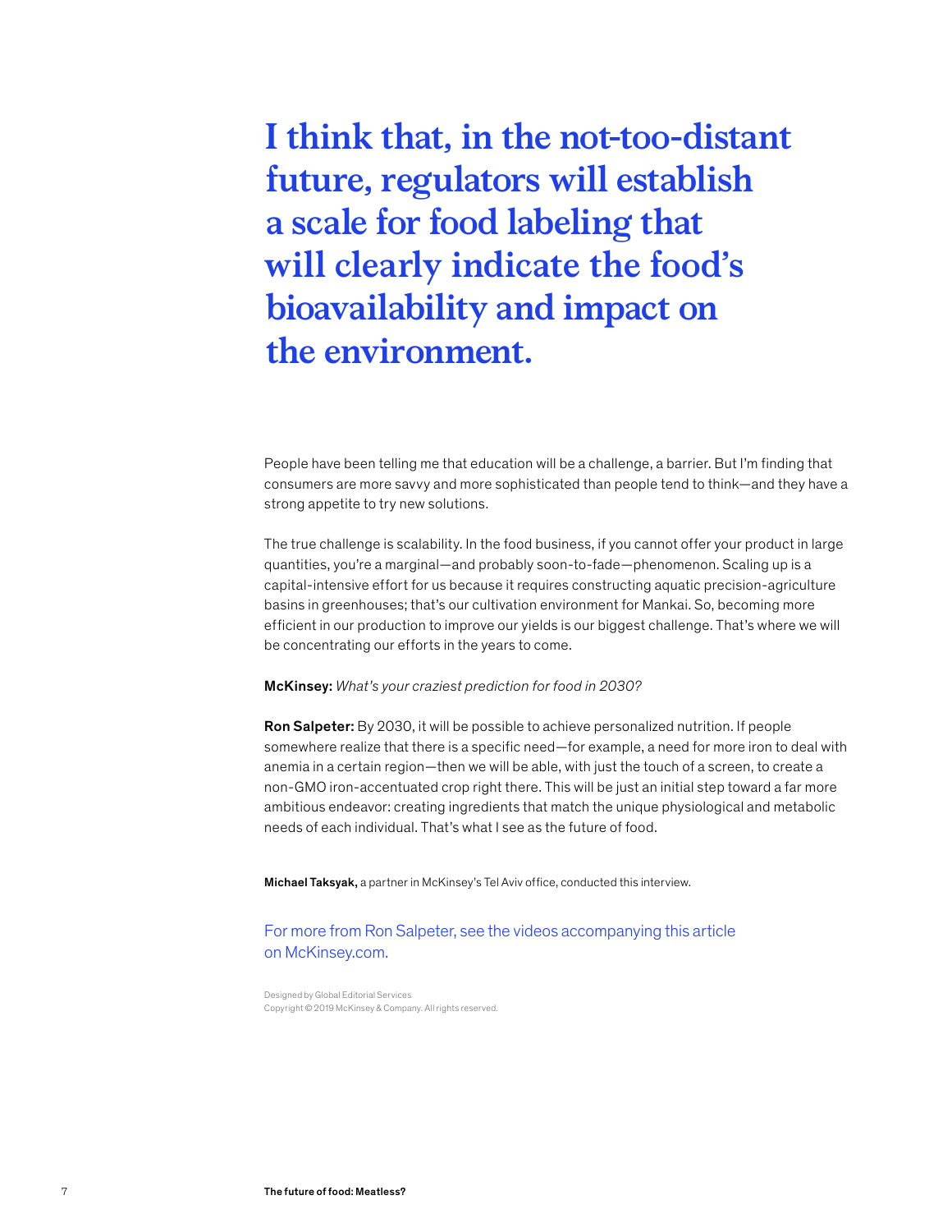**I think that, in the not-too-distant future, regulators will establish a scale for food labeling that will clearly indicate the food's bioavailability and impact on the environment.**

People have been telling me that education will be a challenge, a barrier. But I'm finding that consumers are more savvy and more sophisticated than people tend to think—and they have a strong appetite to try new solutions.

The true challenge is scalability. In the food business, if you cannot offer your product in large quantities, you're a marginal—and probably soon-to-fade—phenomenon. Scaling up is a capital-intensive effort for us because it requires constructing aquatic precision-agriculture basins in greenhouses; that's our cultivation environment for Mankai. So, becoming more efficient in our production to improve our yields is our biggest challenge. That's where we will be concentrating our efforts in the years to come.

**McKinsey:** *What's your craziest prediction for food in 2030?*

**Ron Salpeter:** By 2030, it will be possible to achieve personalized nutrition. If people somewhere realize that there is a specific need—for example, a need for more iron to deal with anemia in a certain region—then we will be able, with just the touch of a screen, to create a non-GMO iron-accentuated crop right there. This will be just an initial step toward a far more ambitious endeavor: creating ingredients that match the unique physiological and metabolic needs of each individual. That's what I see as the future of food.

**Michael Taksyak,** a partner in McKinsey's Tel Aviv office, conducted this interview.

For more from Ron Salpeter, see the videos accompanying this article on McKinsey.com.

Designed by Global Editorial Services
Copyright © 2019 McKinsey & Company. All rights reserved.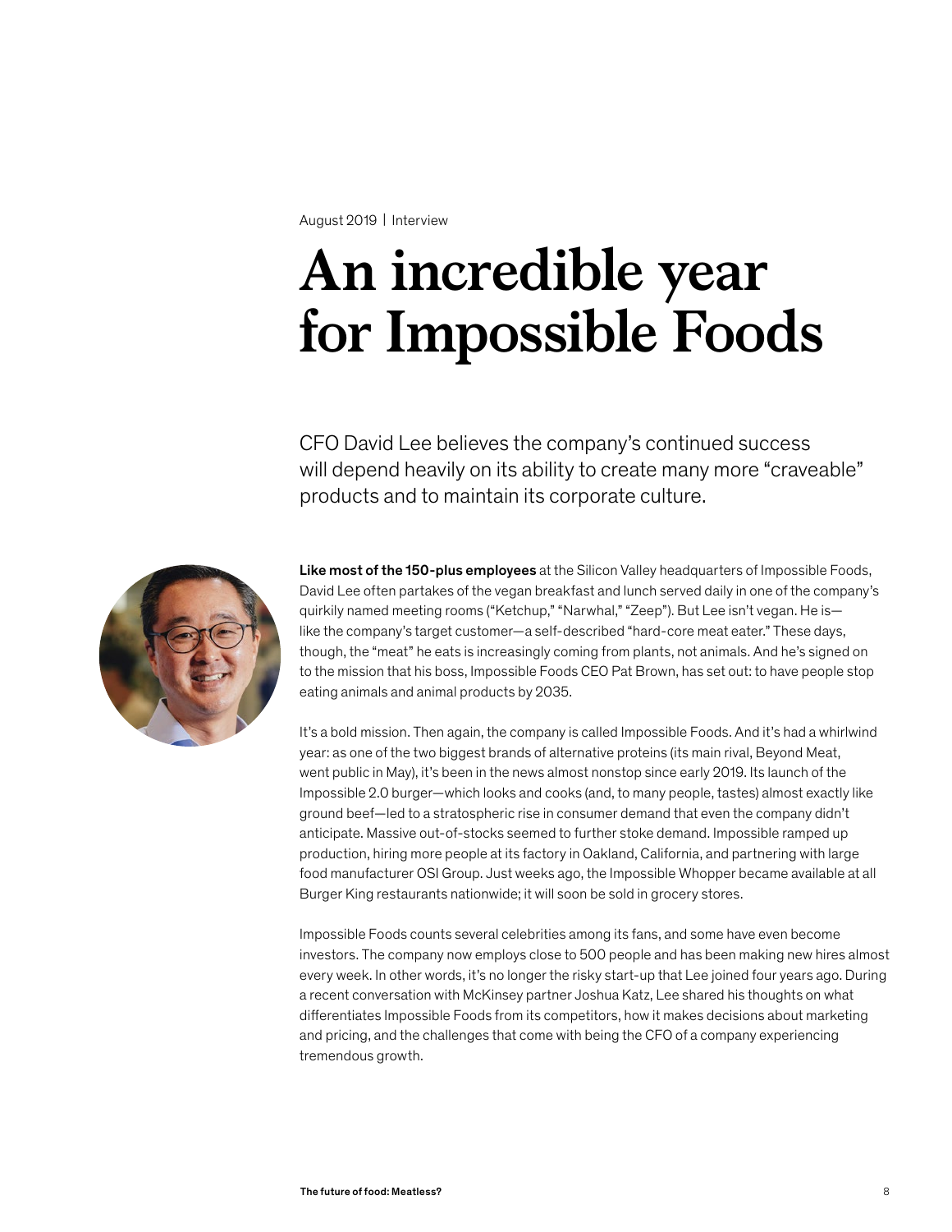August 2019 | Interview

# An incredible year for Impossible Foods

CFO David Lee believes the company's continued success will depend heavily on its ability to create many more "craveable" products and to maintain its corporate culture.

**Like most of the 150-plus employees** at the Silicon Valley headquarters of Impossible Foods, David Lee often partakes of the vegan breakfast and lunch served daily in one of the company's quirkily named meeting rooms ("Ketchup," "Narwhal," "Zeep"). But Lee isn't vegan. He is—like the company's target customer—a self-described "hard-core meat eater." These days, though, the "meat" he eats is increasingly coming from plants, not animals. And he's signed on to the mission that his boss, Impossible Foods CEO Pat Brown, has set out: to have people stop eating animals and animal products by 2035.

It's a bold mission. Then again, the company is called Impossible Foods. And it's had a whirlwind year: as one of the two biggest brands of alternative proteins (its main rival, Beyond Meat, went public in May), it's been in the news almost nonstop since early 2019. Its launch of the Impossible 2.0 burger—which looks and cooks (and, to many people, tastes) almost exactly like ground beef—led to a stratospheric rise in consumer demand that even the company didn't anticipate. Massive out-of-stocks seemed to further stoke demand. Impossible ramped up production, hiring more people at its factory in Oakland, California, and partnering with large food manufacturer OSI Group. Just weeks ago, the Impossible Whopper became available at all Burger King restaurants nationwide; it will soon be sold in grocery stores.

Impossible Foods counts several celebrities among its fans, and some have even become investors. The company now employs close to 500 people and has been making new hires almost every week. In other words, it's no longer the risky start-up that Lee joined four years ago. During a recent conversation with McKinsey partner Joshua Katz, Lee shared his thoughts on what differentiates Impossible Foods from its competitors, how it makes decisions about marketing and pricing, and the challenges that come with being the CFO of a company experiencing tremendous growth.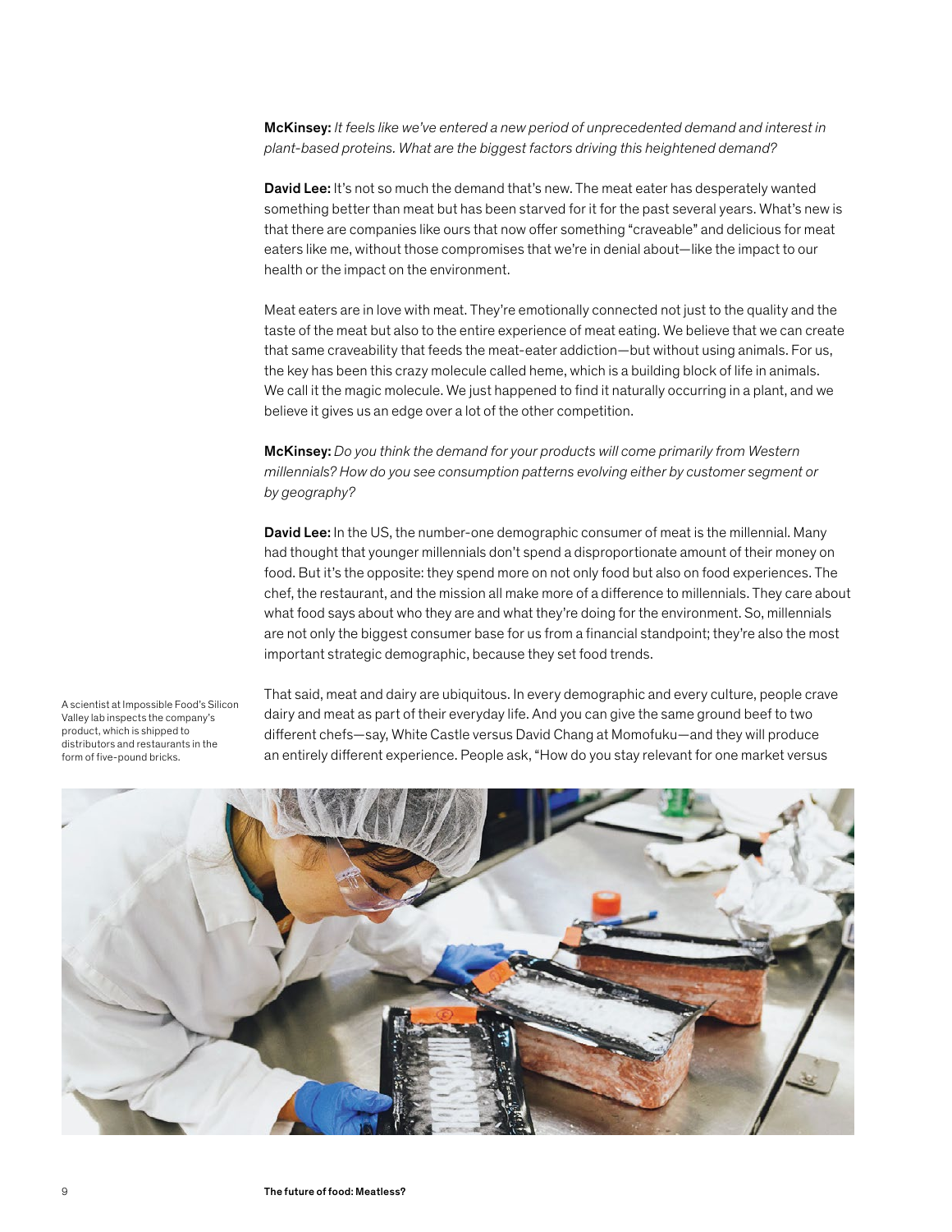**McKinsey:** *It feels like we've entered a new period of unprecedented demand and interest in plant-based proteins. What are the biggest factors driving this heightened demand?*

**David Lee:** It's not so much the demand that's new. The meat eater has desperately wanted something better than meat but has been starved for it for the past several years. What's new is that there are companies like ours that now offer something "craveable" and delicious for meat eaters like me, without those compromises that we're in denial about—like the impact to our health or the impact on the environment.

Meat eaters are in love with meat. They're emotionally connected not just to the quality and the taste of the meat but also to the entire experience of meat eating. We believe that we can create that same craveability that feeds the meat-eater addiction—but without using animals. For us, the key has been this crazy molecule called heme, which is a building block of life in animals. We call it the magic molecule. We just happened to find it naturally occurring in a plant, and we believe it gives us an edge over a lot of the other competition.

**McKinsey:** *Do you think the demand for your products will come primarily from Western millennials? How do you see consumption patterns evolving either by customer segment or by geography?*

**David Lee:** In the US, the number-one demographic consumer of meat is the millennial. Many had thought that younger millennials don't spend a disproportionate amount of their money on food. But it's the opposite: they spend more on not only food but also on food experiences. The chef, the restaurant, and the mission all make more of a difference to millennials. They care about what food says about who they are and what they're doing for the environment. So, millennials are not only the biggest consumer base for us from a financial standpoint; they're also the most important strategic demographic, because they set food trends.

That said, meat and dairy are ubiquitous. In every demographic and every culture, people crave dairy and meat as part of their everyday life. And you can give the same ground beef to two different chefs—say, White Castle versus David Chang at Momofuku—and they will produce an entirely different experience. People ask, "How do you stay relevant for one market versus

A scientist at Impossible Food's Silicon Valley lab inspects the company's product, which is shipped to distributors and restaurants in the form of five-pound bricks.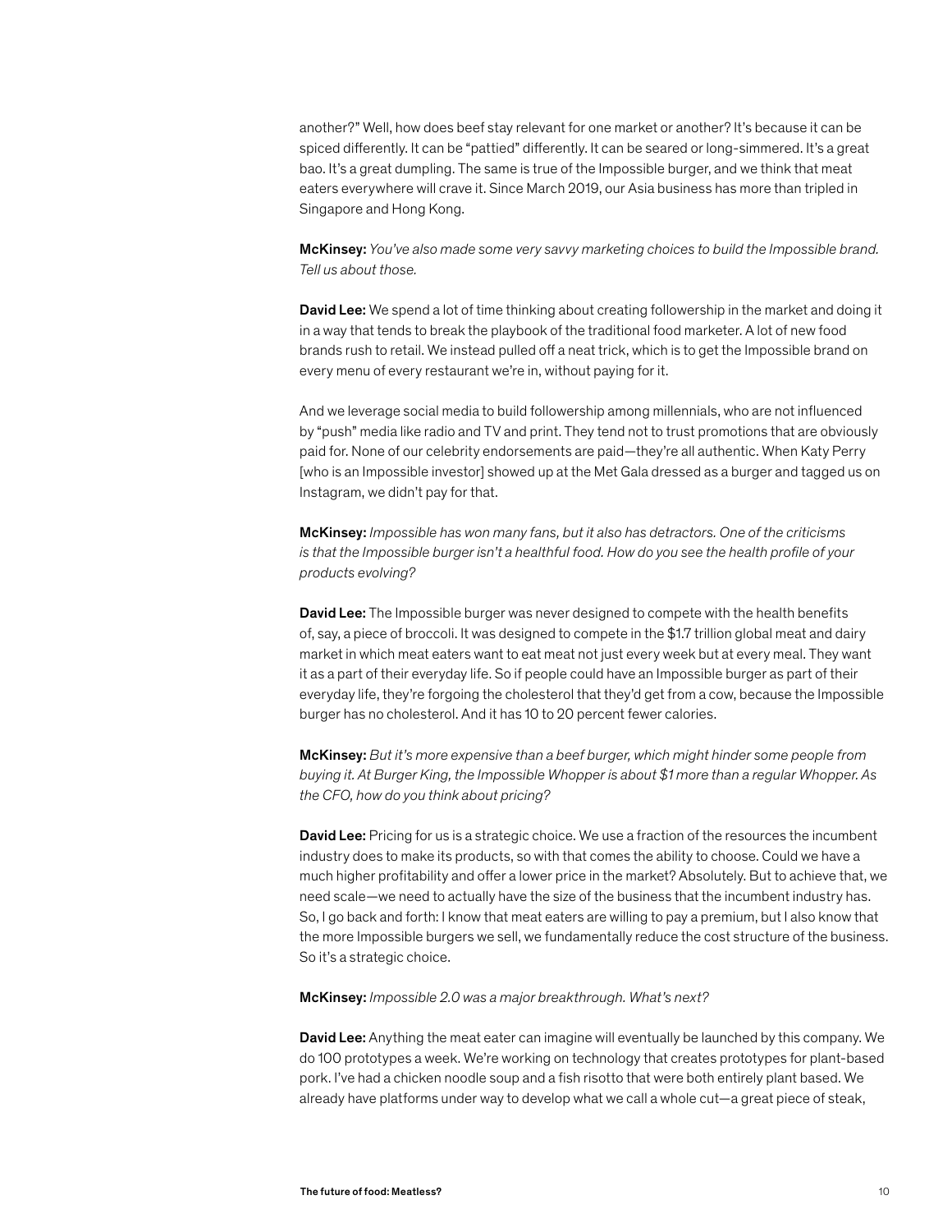another?" Well, how does beef stay relevant for one market or another? It's because it can be spiced differently. It can be "pattied" differently. It can be seared or long-simmered. It's a great bao. It's a great dumpling. The same is true of the Impossible burger, and we think that meat eaters everywhere will crave it. Since March 2019, our Asia business has more than tripled in Singapore and Hong Kong.

**McKinsey:** *You've also made some very savvy marketing choices to build the Impossible brand. Tell us about those.*

**David Lee:** We spend a lot of time thinking about creating followership in the market and doing it in a way that tends to break the playbook of the traditional food marketer. A lot of new food brands rush to retail. We instead pulled off a neat trick, which is to get the Impossible brand on every menu of every restaurant we're in, without paying for it.

And we leverage social media to build followership among millennials, who are not influenced by "push" media like radio and TV and print. They tend not to trust promotions that are obviously paid for. None of our celebrity endorsements are paid—they're all authentic. When Katy Perry [who is an Impossible investor] showed up at the Met Gala dressed as a burger and tagged us on Instagram, we didn't pay for that.

**McKinsey:** *Impossible has won many fans, but it also has detractors. One of the criticisms is that the Impossible burger isn't a healthful food. How do you see the health profile of your products evolving?*

**David Lee:** The Impossible burger was never designed to compete with the health benefits of, say, a piece of broccoli. It was designed to compete in the $1.7 trillion global meat and dairy market in which meat eaters want to eat meat not just every week but at every meal. They want it as a part of their everyday life. So if people could have an Impossible burger as part of their everyday life, they're forgoing the cholesterol that they'd get from a cow, because the Impossible burger has no cholesterol. And it has 10 to 20 percent fewer calories.

**McKinsey:** *But it's more expensive than a beef burger, which might hinder some people from buying it. At Burger King, the Impossible Whopper is about $1 more than a regular Whopper. As the CFO, how do you think about pricing?*

**David Lee:** Pricing for us is a strategic choice. We use a fraction of the resources the incumbent industry does to make its products, so with that comes the ability to choose. Could we have a much higher profitability and offer a lower price in the market? Absolutely. But to achieve that, we need scale—we need to actually have the size of the business that the incumbent industry has. So, I go back and forth: I know that meat eaters are willing to pay a premium, but I also know that the more Impossible burgers we sell, we fundamentally reduce the cost structure of the business. So it's a strategic choice.

**McKinsey:** *Impossible 2.0 was a major breakthrough. What's next?*

**David Lee:** Anything the meat eater can imagine will eventually be launched by this company. We do 100 prototypes a week. We're working on technology that creates prototypes for plant-based pork. I've had a chicken noodle soup and a fish risotto that were both entirely plant based. We already have platforms under way to develop what we call a whole cut—a great piece of steak,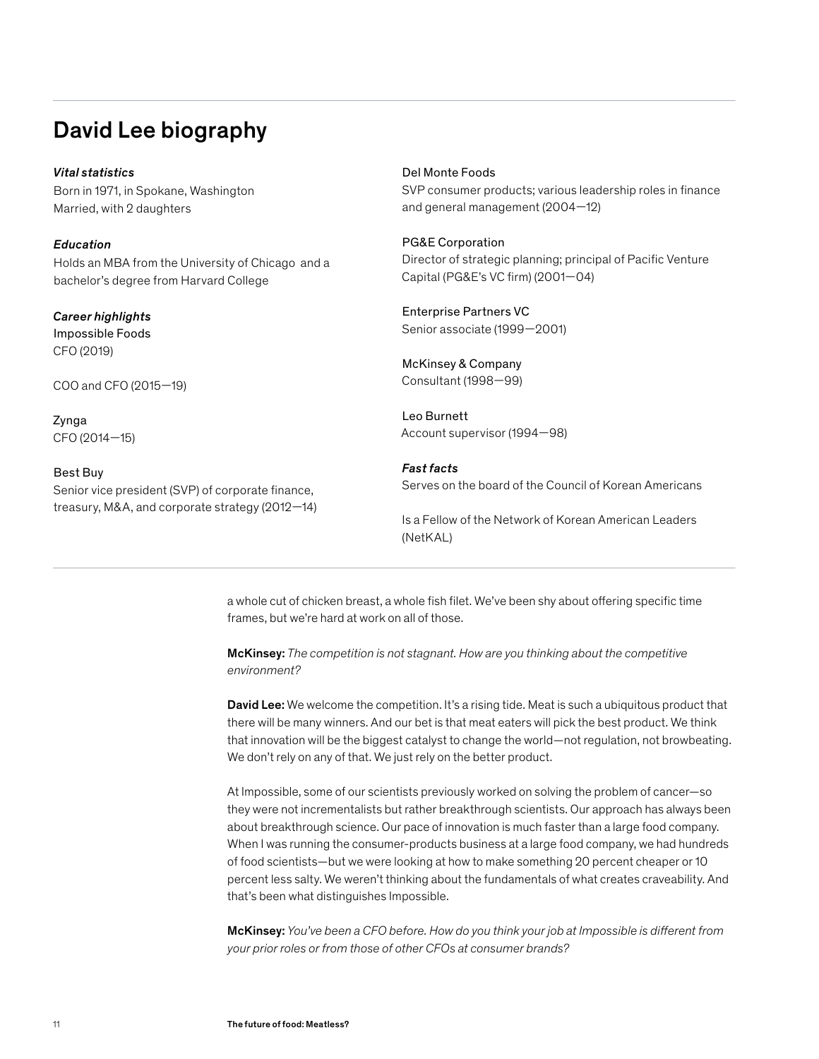## David Lee biography

***Vital statistics***
Born in 1971, in Spokane, Washington
Married, with 2 daughters

***Education***
Holds an MBA from the University of Chicago and a bachelor's degree from Harvard College

***Career highlights***
Impossible Foods
CFO (2019)

COO and CFO (2015—19)

Zynga
CFO (2014—15)

Best Buy
Senior vice president (SVP) of corporate finance, treasury, M&A, and corporate strategy (2012—14)

Del Monte Foods
SVP consumer products; various leadership roles in finance and general management (2004—12)

PG&E Corporation
Director of strategic planning; principal of Pacific Venture Capital (PG&E's VC firm) (2001—04)

Enterprise Partners VC
Senior associate (1999—2001)

McKinsey & Company
Consultant (1998—99)

Leo Burnett
Account supervisor (1994—98)

***Fast facts***
Serves on the board of the Council of Korean Americans

Is a Fellow of the Network of Korean American Leaders (NetKAL)

---

a whole cut of chicken breast, a whole fish filet. We've been shy about offering specific time frames, but we're hard at work on all of those.

**McKinsey:** *The competition is not stagnant. How are you thinking about the competitive environment?*

**David Lee:** We welcome the competition. It's a rising tide. Meat is such a ubiquitous product that there will be many winners. And our bet is that meat eaters will pick the best product. We think that innovation will be the biggest catalyst to change the world—not regulation, not browbeating. We don't rely on any of that. We just rely on the better product.

At Impossible, some of our scientists previously worked on solving the problem of cancer—so they were not incrementalists but rather breakthrough scientists. Our approach has always been about breakthrough science. Our pace of innovation is much faster than a large food company. When I was running the consumer-products business at a large food company, we had hundreds of food scientists—but we were looking at how to make something 20 percent cheaper or 10 percent less salty. We weren't thinking about the fundamentals of what creates craveability. And that's been what distinguishes Impossible.

**McKinsey:** *You've been a CFO before. How do you think your job at Impossible is different from your prior roles or from those of other CFOs at consumer brands?*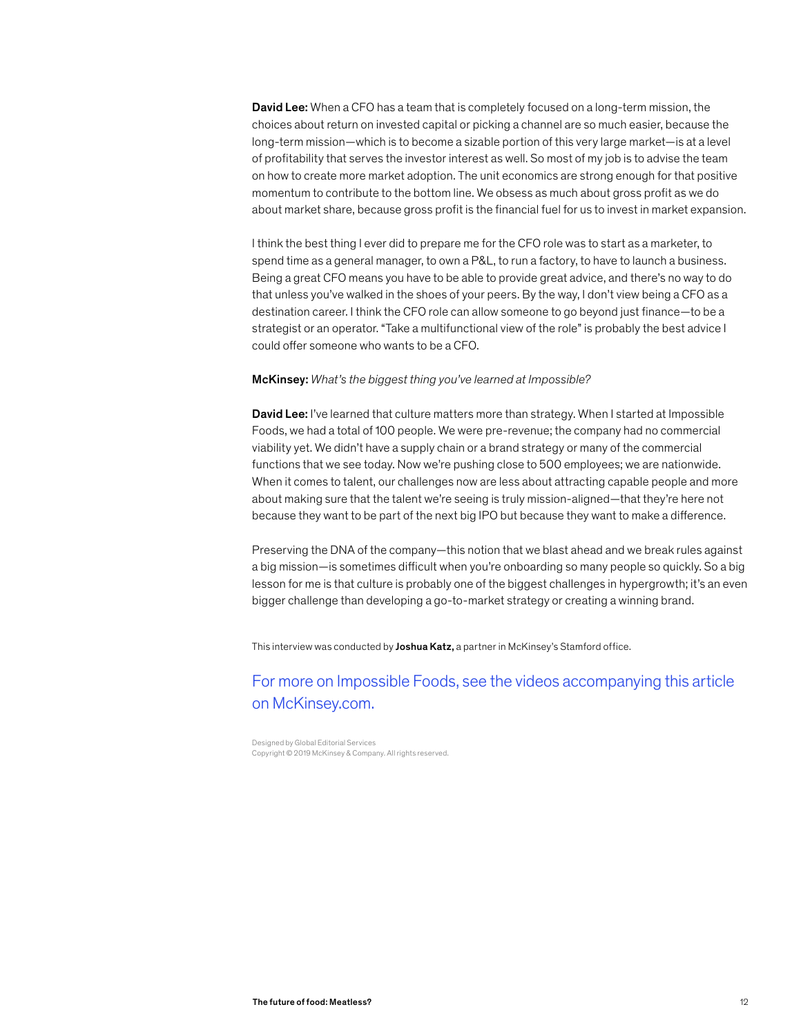**David Lee:** When a CFO has a team that is completely focused on a long-term mission, the choices about return on invested capital or picking a channel are so much easier, because the long-term mission—which is to become a sizable portion of this very large market—is at a level of profitability that serves the investor interest as well. So most of my job is to advise the team on how to create more market adoption. The unit economics are strong enough for that positive momentum to contribute to the bottom line. We obsess as much about gross profit as we do about market share, because gross profit is the financial fuel for us to invest in market expansion.

I think the best thing I ever did to prepare me for the CFO role was to start as a marketer, to spend time as a general manager, to own a P&L, to run a factory, to have to launch a business. Being a great CFO means you have to be able to provide great advice, and there's no way to do that unless you've walked in the shoes of your peers. By the way, I don't view being a CFO as a destination career. I think the CFO role can allow someone to go beyond just finance—to be a strategist or an operator. "Take a multifunctional view of the role" is probably the best advice I could offer someone who wants to be a CFO.

**McKinsey:** *What's the biggest thing you've learned at Impossible?*

**David Lee:** I've learned that culture matters more than strategy. When I started at Impossible Foods, we had a total of 100 people. We were pre-revenue; the company had no commercial viability yet. We didn't have a supply chain or a brand strategy or many of the commercial functions that we see today. Now we're pushing close to 500 employees; we are nationwide. When it comes to talent, our challenges now are less about attracting capable people and more about making sure that the talent we're seeing is truly mission-aligned—that they're here not because they want to be part of the next big IPO but because they want to make a difference.

Preserving the DNA of the company—this notion that we blast ahead and we break rules against a big mission—is sometimes difficult when you're onboarding so many people so quickly. So a big lesson for me is that culture is probably one of the biggest challenges in hypergrowth; it's an even bigger challenge than developing a go-to-market strategy or creating a winning brand.

This interview was conducted by **Joshua Katz,** a partner in McKinsey's Stamford office.

For more on Impossible Foods, see the videos accompanying this article on McKinsey.com.

Designed by Global Editorial Services
Copyright © 2019 McKinsey & Company. All rights reserved.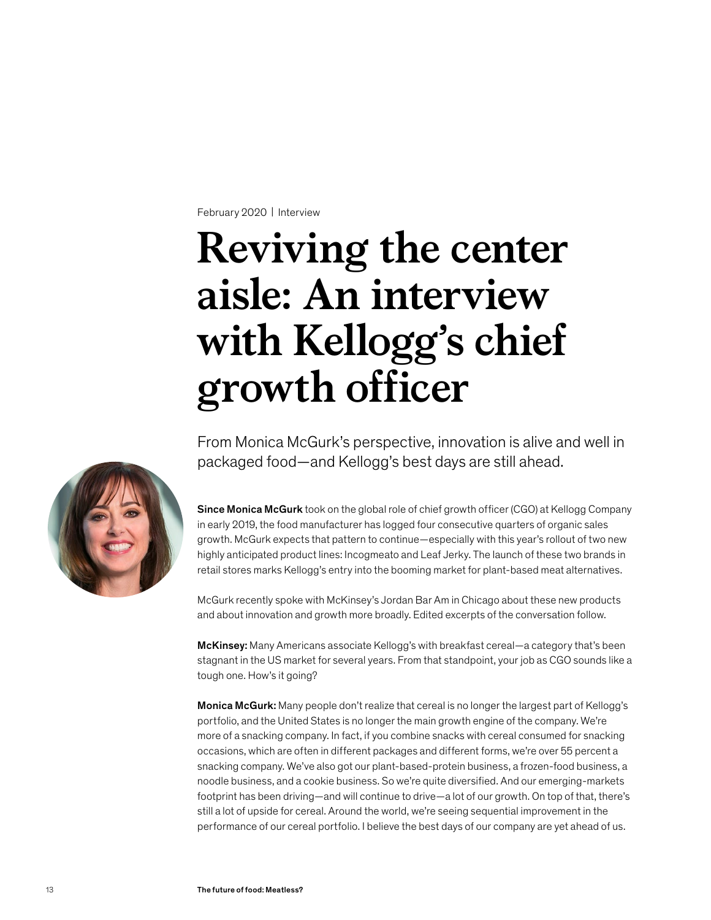February 2020 | Interview

# Reviving the center aisle: An interview with Kellogg's chief growth officer

From Monica McGurk's perspective, innovation is alive and well in packaged food—and Kellogg's best days are still ahead.

**Since Monica McGurk** took on the global role of chief growth officer (CGO) at Kellogg Company in early 2019, the food manufacturer has logged four consecutive quarters of organic sales growth. McGurk expects that pattern to continue—especially with this year's rollout of two new highly anticipated product lines: Incogmeato and Leaf Jerky. The launch of these two brands in retail stores marks Kellogg's entry into the booming market for plant-based meat alternatives.

McGurk recently spoke with McKinsey's Jordan Bar Am in Chicago about these new products and about innovation and growth more broadly. Edited excerpts of the conversation follow.

**McKinsey:** Many Americans associate Kellogg's with breakfast cereal—a category that's been stagnant in the US market for several years. From that standpoint, your job as CGO sounds like a tough one. How's it going?

**Monica McGurk:** Many people don't realize that cereal is no longer the largest part of Kellogg's portfolio, and the United States is no longer the main growth engine of the company. We're more of a snacking company. In fact, if you combine snacks with cereal consumed for snacking occasions, which are often in different packages and different forms, we're over 55 percent a snacking company. We've also got our plant-based-protein business, a frozen-food business, a noodle business, and a cookie business. So we're quite diversified. And our emerging-markets footprint has been driving—and will continue to drive—a lot of our growth. On top of that, there's still a lot of upside for cereal. Around the world, we're seeing sequential improvement in the performance of our cereal portfolio. I believe the best days of our company are yet ahead of us.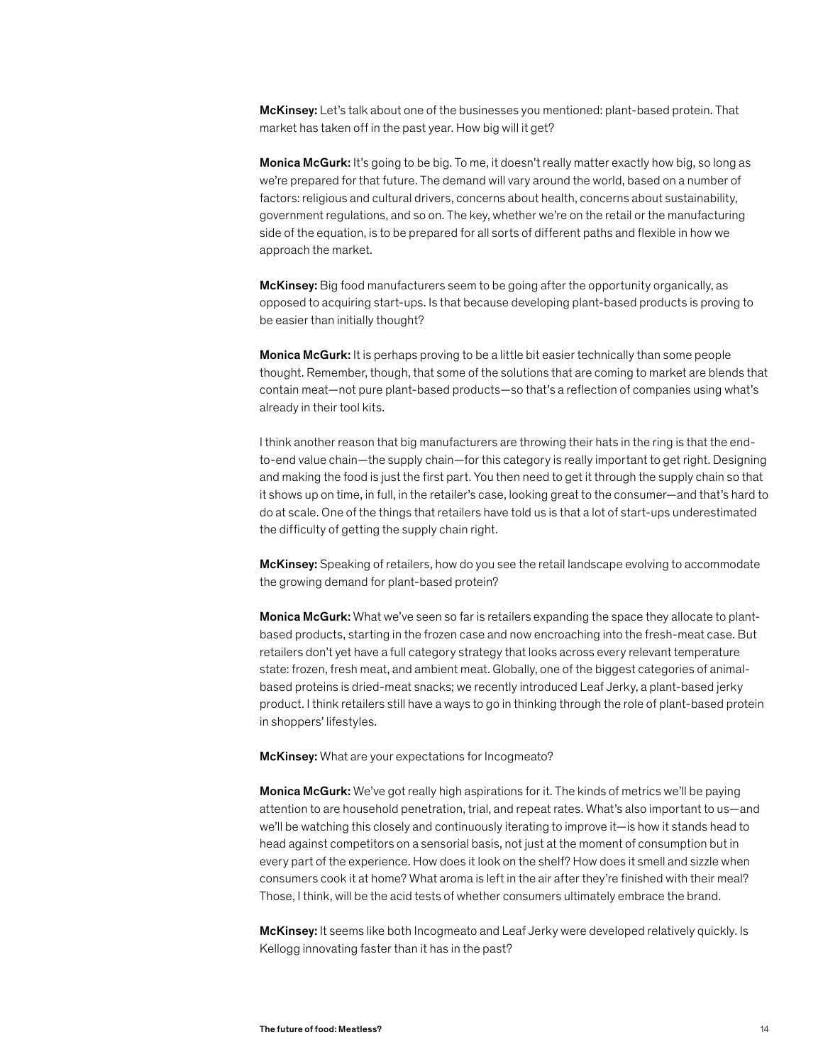**McKinsey:** Let's talk about one of the businesses you mentioned: plant-based protein. That market has taken off in the past year. How big will it get?

**Monica McGurk:** It's going to be big. To me, it doesn't really matter exactly how big, so long as we're prepared for that future. The demand will vary around the world, based on a number of factors: religious and cultural drivers, concerns about health, concerns about sustainability, government regulations, and so on. The key, whether we're on the retail or the manufacturing side of the equation, is to be prepared for all sorts of different paths and flexible in how we approach the market.

**McKinsey:** Big food manufacturers seem to be going after the opportunity organically, as opposed to acquiring start-ups. Is that because developing plant-based products is proving to be easier than initially thought?

**Monica McGurk:** It is perhaps proving to be a little bit easier technically than some people thought. Remember, though, that some of the solutions that are coming to market are blends that contain meat—not pure plant-based products—so that's a reflection of companies using what's already in their tool kits.

I think another reason that big manufacturers are throwing their hats in the ring is that the end-to-end value chain—the supply chain—for this category is really important to get right. Designing and making the food is just the first part. You then need to get it through the supply chain so that it shows up on time, in full, in the retailer's case, looking great to the consumer—and that's hard to do at scale. One of the things that retailers have told us is that a lot of start-ups underestimated the difficulty of getting the supply chain right.

**McKinsey:** Speaking of retailers, how do you see the retail landscape evolving to accommodate the growing demand for plant-based protein?

**Monica McGurk:** What we've seen so far is retailers expanding the space they allocate to plant-based products, starting in the frozen case and now encroaching into the fresh-meat case. But retailers don't yet have a full category strategy that looks across every relevant temperature state: frozen, fresh meat, and ambient meat. Globally, one of the biggest categories of animal-based proteins is dried-meat snacks; we recently introduced Leaf Jerky, a plant-based jerky product. I think retailers still have a ways to go in thinking through the role of plant-based protein in shoppers' lifestyles.

**McKinsey:** What are your expectations for Incogmeato?

**Monica McGurk:** We've got really high aspirations for it. The kinds of metrics we'll be paying attention to are household penetration, trial, and repeat rates. What's also important to us—and we'll be watching this closely and continuously iterating to improve it—is how it stands head to head against competitors on a sensorial basis, not just at the moment of consumption but in every part of the experience. How does it look on the shelf? How does it smell and sizzle when consumers cook it at home? What aroma is left in the air after they're finished with their meal? Those, I think, will be the acid tests of whether consumers ultimately embrace the brand.

**McKinsey:** It seems like both Incogmeato and Leaf Jerky were developed relatively quickly. Is Kellogg innovating faster than it has in the past?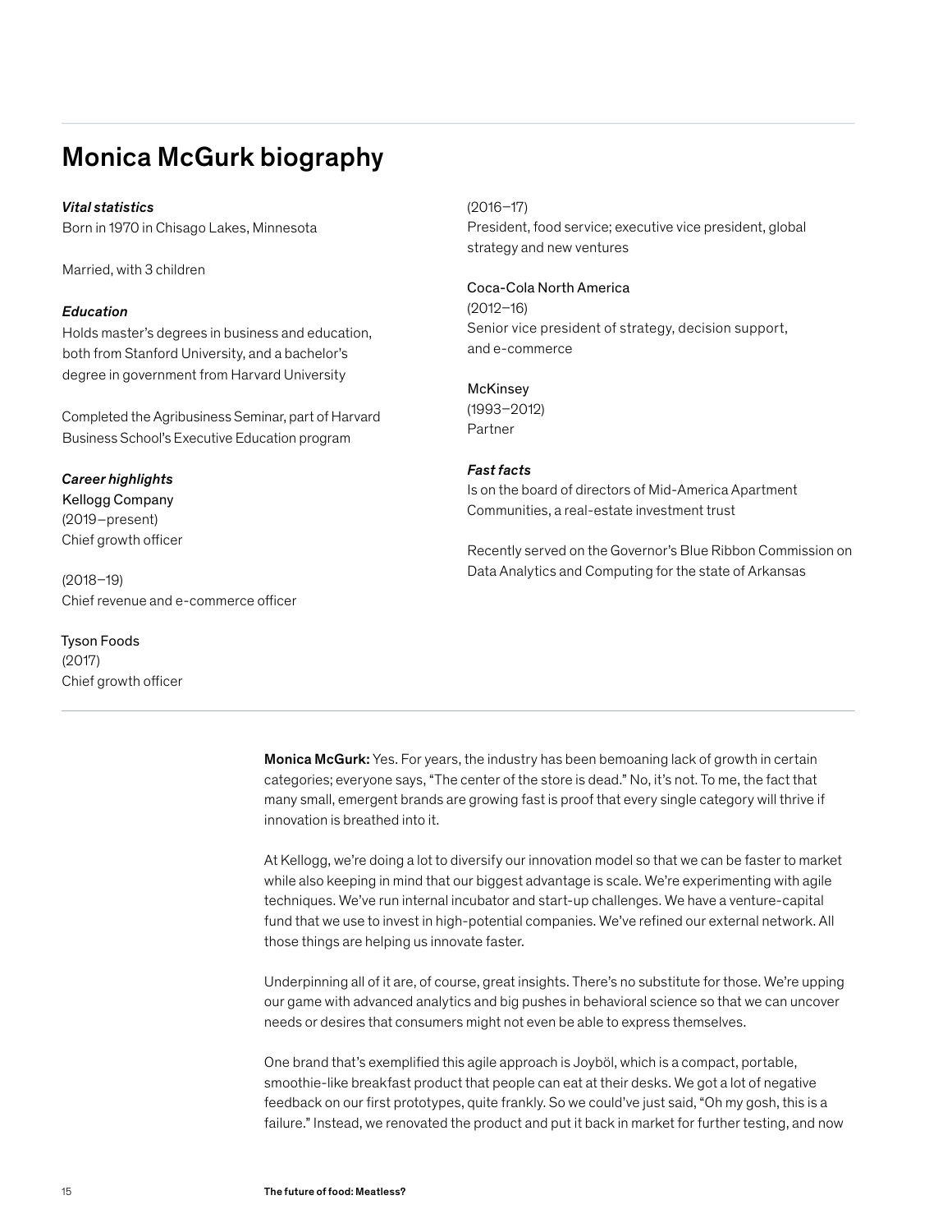## Monica McGurk biography

***Vital statistics***
Born in 1970 in Chisago Lakes, Minnesota

Married, with 3 children

***Education***
Holds master's degrees in business and education, both from Stanford University, and a bachelor's degree in government from Harvard University

Completed the Agribusiness Seminar, part of Harvard Business School's Executive Education program

***Career highlights***
Kellogg Company
(2019–present)
Chief growth officer

(2018–19)
Chief revenue and e-commerce officer

Tyson Foods
(2017)
Chief growth officer

(2016–17)
President, food service; executive vice president, global strategy and new ventures

Coca-Cola North America
(2012–16)
Senior vice president of strategy, decision support, and e-commerce

McKinsey
(1993–2012)
Partner

***Fast facts***
Is on the board of directors of Mid-America Apartment Communities, a real-estate investment trust

Recently served on the Governor's Blue Ribbon Commission on Data Analytics and Computing for the state of Arkansas

---

**Monica McGurk:** Yes. For years, the industry has been bemoaning lack of growth in certain categories; everyone says, "The center of the store is dead." No, it's not. To me, the fact that many small, emergent brands are growing fast is proof that every single category will thrive if innovation is breathed into it.

At Kellogg, we're doing a lot to diversify our innovation model so that we can be faster to market while also keeping in mind that our biggest advantage is scale. We're experimenting with agile techniques. We've run internal incubator and start-up challenges. We have a venture-capital fund that we use to invest in high-potential companies. We've refined our external network. All those things are helping us innovate faster.

Underpinning all of it are, of course, great insights. There's no substitute for those. We're upping our game with advanced analytics and big pushes in behavioral science so that we can uncover needs or desires that consumers might not even be able to express themselves.

One brand that's exemplified this agile approach is Joyböl, which is a compact, portable, smoothie-like breakfast product that people can eat at their desks. We got a lot of negative feedback on our first prototypes, quite frankly. So we could've just said, "Oh my gosh, this is a failure." Instead, we renovated the product and put it back in market for further testing, and now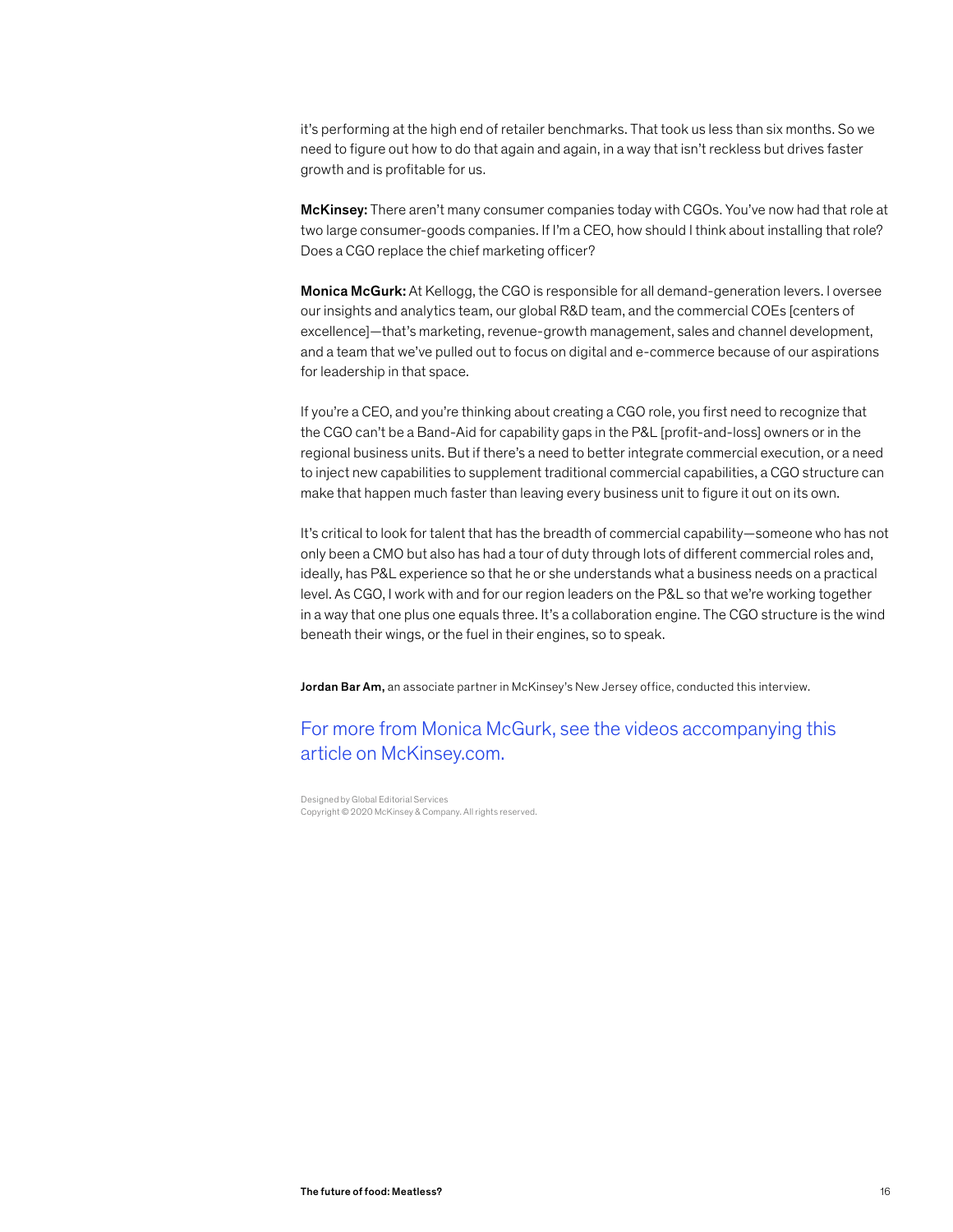it's performing at the high end of retailer benchmarks. That took us less than six months. So we need to figure out how to do that again and again, in a way that isn't reckless but drives faster growth and is profitable for us.

**McKinsey:** There aren't many consumer companies today with CGOs. You've now had that role at two large consumer-goods companies. If I'm a CEO, how should I think about installing that role? Does a CGO replace the chief marketing officer?

**Monica McGurk:** At Kellogg, the CGO is responsible for all demand-generation levers. I oversee our insights and analytics team, our global R&D team, and the commercial COEs [centers of excellence]—that's marketing, revenue-growth management, sales and channel development, and a team that we've pulled out to focus on digital and e-commerce because of our aspirations for leadership in that space.

If you're a CEO, and you're thinking about creating a CGO role, you first need to recognize that the CGO can't be a Band-Aid for capability gaps in the P&L [profit-and-loss] owners or in the regional business units. But if there's a need to better integrate commercial execution, or a need to inject new capabilities to supplement traditional commercial capabilities, a CGO structure can make that happen much faster than leaving every business unit to figure it out on its own.

It's critical to look for talent that has the breadth of commercial capability—someone who has not only been a CMO but also has had a tour of duty through lots of different commercial roles and, ideally, has P&L experience so that he or she understands what a business needs on a practical level. As CGO, I work with and for our region leaders on the P&L so that we're working together in a way that one plus one equals three. It's a collaboration engine. The CGO structure is the wind beneath their wings, or the fuel in their engines, so to speak.

**Jordan Bar Am,** an associate partner in McKinsey's New Jersey office, conducted this interview.

For more from Monica McGurk, see the videos accompanying this article on McKinsey.com.

Designed by Global Editorial Services
Copyright © 2020 McKinsey & Company. All rights reserved.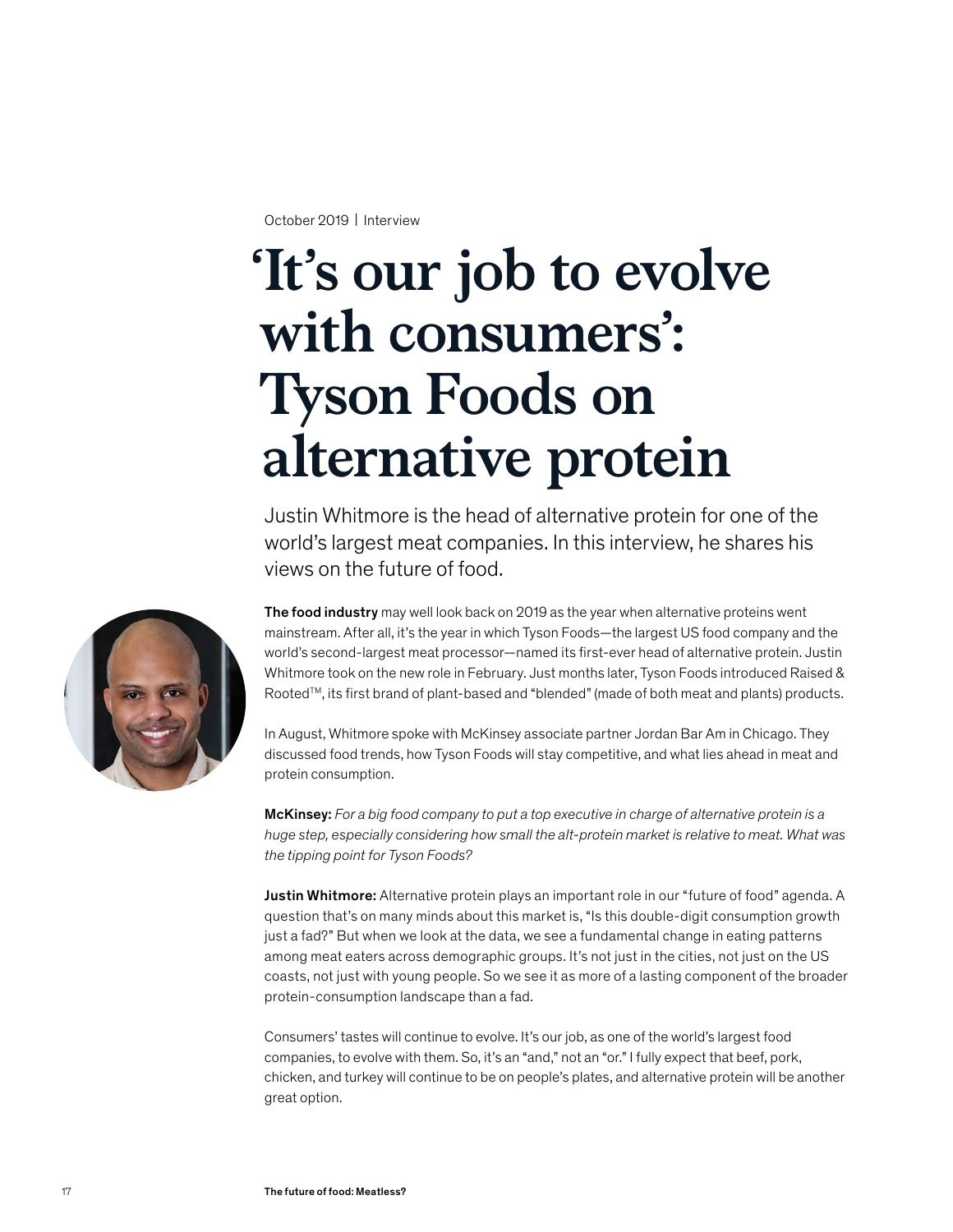October 2019 | Interview

# 'It's our job to evolve with consumers': Tyson Foods on alternative protein

Justin Whitmore is the head of alternative protein for one of the world's largest meat companies. In this interview, he shares his views on the future of food.

**The food industry** may well look back on 2019 as the year when alternative proteins went mainstream. After all, it's the year in which Tyson Foods—the largest US food company and the world's second-largest meat processor—named its first-ever head of alternative protein. Justin Whitmore took on the new role in February. Just months later, Tyson Foods introduced Raised & Rooted™, its first brand of plant-based and "blended" (made of both meat and plants) products.

In August, Whitmore spoke with McKinsey associate partner Jordan Bar Am in Chicago. They discussed food trends, how Tyson Foods will stay competitive, and what lies ahead in meat and protein consumption.

**McKinsey:** *For a big food company to put a top executive in charge of alternative protein is a huge step, especially considering how small the alt-protein market is relative to meat. What was the tipping point for Tyson Foods?*

**Justin Whitmore:** Alternative protein plays an important role in our "future of food" agenda. A question that's on many minds about this market is, "Is this double-digit consumption growth just a fad?" But when we look at the data, we see a fundamental change in eating patterns among meat eaters across demographic groups. It's not just in the cities, not just on the US coasts, not just with young people. So we see it as more of a lasting component of the broader protein-consumption landscape than a fad.

Consumers' tastes will continue to evolve. It's our job, as one of the world's largest food companies, to evolve with them. So, it's an "and," not an "or." I fully expect that beef, pork, chicken, and turkey will continue to be on people's plates, and alternative protein will be another great option.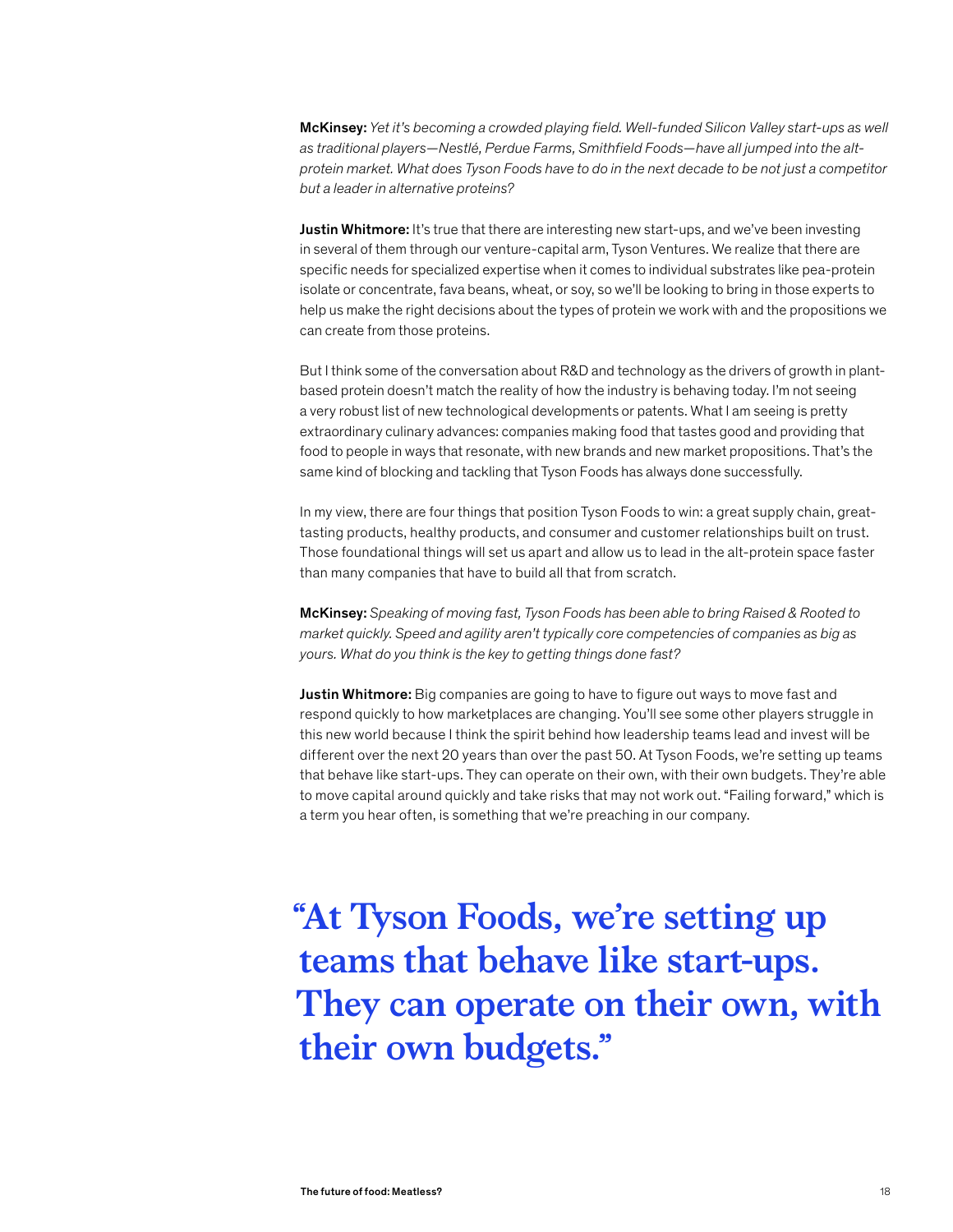**McKinsey:** *Yet it's becoming a crowded playing field. Well-funded Silicon Valley start-ups as well as traditional players—Nestlé, Perdue Farms, Smithfield Foods—have all jumped into the alt-protein market. What does Tyson Foods have to do in the next decade to be not just a competitor but a leader in alternative proteins?*

**Justin Whitmore:** It's true that there are interesting new start-ups, and we've been investing in several of them through our venture-capital arm, Tyson Ventures. We realize that there are specific needs for specialized expertise when it comes to individual substrates like pea-protein isolate or concentrate, fava beans, wheat, or soy, so we'll be looking to bring in those experts to help us make the right decisions about the types of protein we work with and the propositions we can create from those proteins.

But I think some of the conversation about R&D and technology as the drivers of growth in plant-based protein doesn't match the reality of how the industry is behaving today. I'm not seeing a very robust list of new technological developments or patents. What I am seeing is pretty extraordinary culinary advances: companies making food that tastes good and providing that food to people in ways that resonate, with new brands and new market propositions. That's the same kind of blocking and tackling that Tyson Foods has always done successfully.

In my view, there are four things that position Tyson Foods to win: a great supply chain, great-tasting products, healthy products, and consumer and customer relationships built on trust. Those foundational things will set us apart and allow us to lead in the alt-protein space faster than many companies that have to build all that from scratch.

**McKinsey:** *Speaking of moving fast, Tyson Foods has been able to bring Raised & Rooted to market quickly. Speed and agility aren't typically core competencies of companies as big as yours. What do you think is the key to getting things done fast?*

**Justin Whitmore:** Big companies are going to have to figure out ways to move fast and respond quickly to how marketplaces are changing. You'll see some other players struggle in this new world because I think the spirit behind how leadership teams lead and invest will be different over the next 20 years than over the past 50. At Tyson Foods, we're setting up teams that behave like start-ups. They can operate on their own, with their own budgets. They're able to move capital around quickly and take risks that may not work out. "Failing forward," which is a term you hear often, is something that we're preaching in our company.

**"At Tyson Foods, we're setting up teams that behave like start-ups. They can operate on their own, with their own budgets."**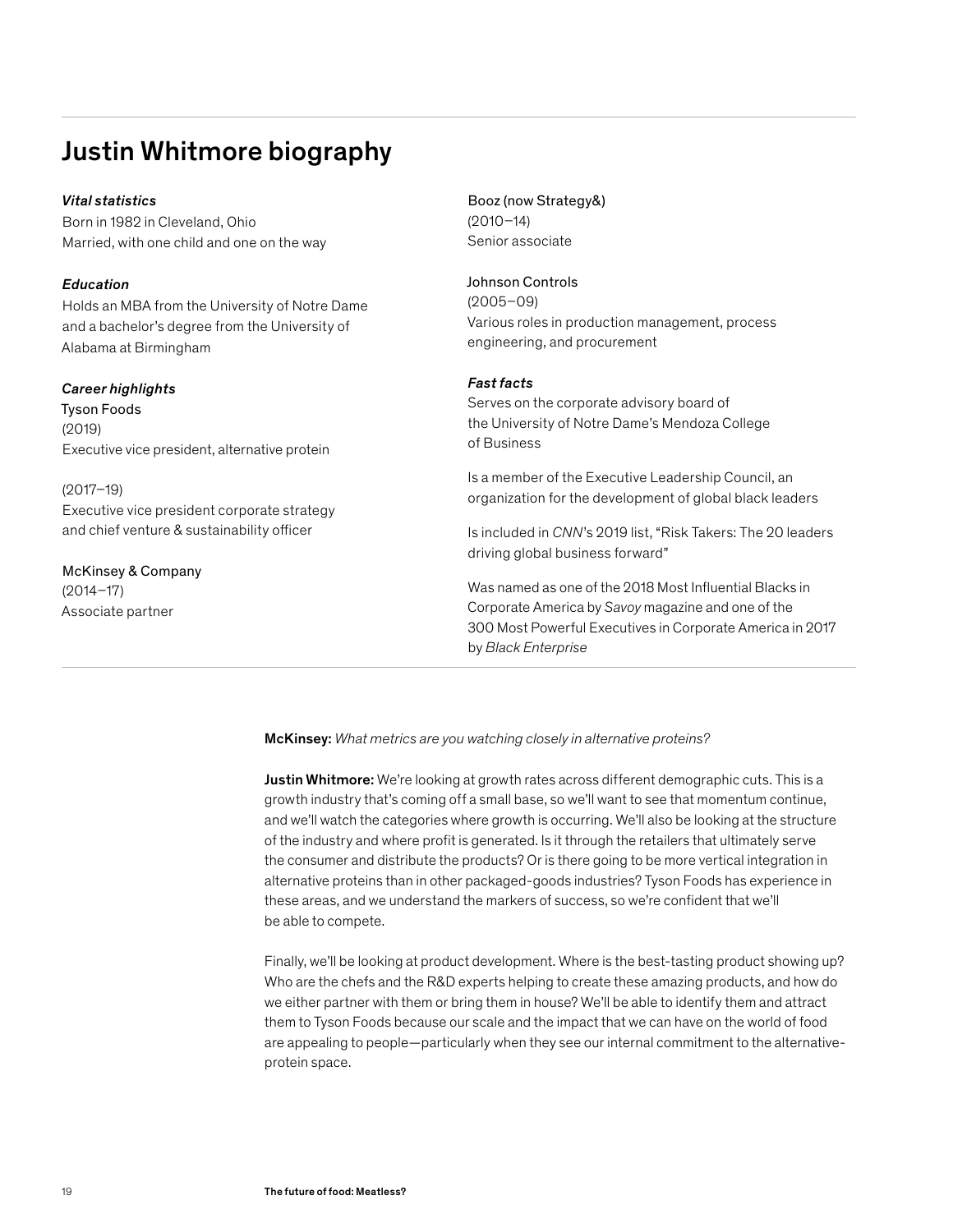## Justin Whitmore biography

***Vital statistics***
Born in 1982 in Cleveland, Ohio
Married, with one child and one on the way

***Education***
Holds an MBA from the University of Notre Dame and a bachelor's degree from the University of Alabama at Birmingham

***Career highlights***
Tyson Foods
(2019)
Executive vice president, alternative protein

(2017–19)
Executive vice president corporate strategy and chief venture & sustainability officer

McKinsey & Company
(2014–17)
Associate partner

Booz (now Strategy&)
(2010–14)
Senior associate

Johnson Controls
(2005–09)
Various roles in production management, process engineering, and procurement

***Fast facts***
Serves on the corporate advisory board of the University of Notre Dame's Mendoza College of Business

Is a member of the Executive Leadership Council, an organization for the development of global black leaders

Is included in *CNN*'s 2019 list, "Risk Takers: The 20 leaders driving global business forward"

Was named as one of the 2018 Most Influential Blacks in Corporate America by *Savoy* magazine and one of the 300 Most Powerful Executives in Corporate America in 2017 by *Black Enterprise*

**McKinsey:** *What metrics are you watching closely in alternative proteins?*

**Justin Whitmore:** We're looking at growth rates across different demographic cuts. This is a growth industry that's coming off a small base, so we'll want to see that momentum continue, and we'll watch the categories where growth is occurring. We'll also be looking at the structure of the industry and where profit is generated. Is it through the retailers that ultimately serve the consumer and distribute the products? Or is there going to be more vertical integration in alternative proteins than in other packaged-goods industries? Tyson Foods has experience in these areas, and we understand the markers of success, so we're confident that we'll be able to compete.

Finally, we'll be looking at product development. Where is the best-tasting product showing up? Who are the chefs and the R&D experts helping to create these amazing products, and how do we either partner with them or bring them in house? We'll be able to identify them and attract them to Tyson Foods because our scale and the impact that we can have on the world of food are appealing to people—particularly when they see our internal commitment to the alternative-protein space.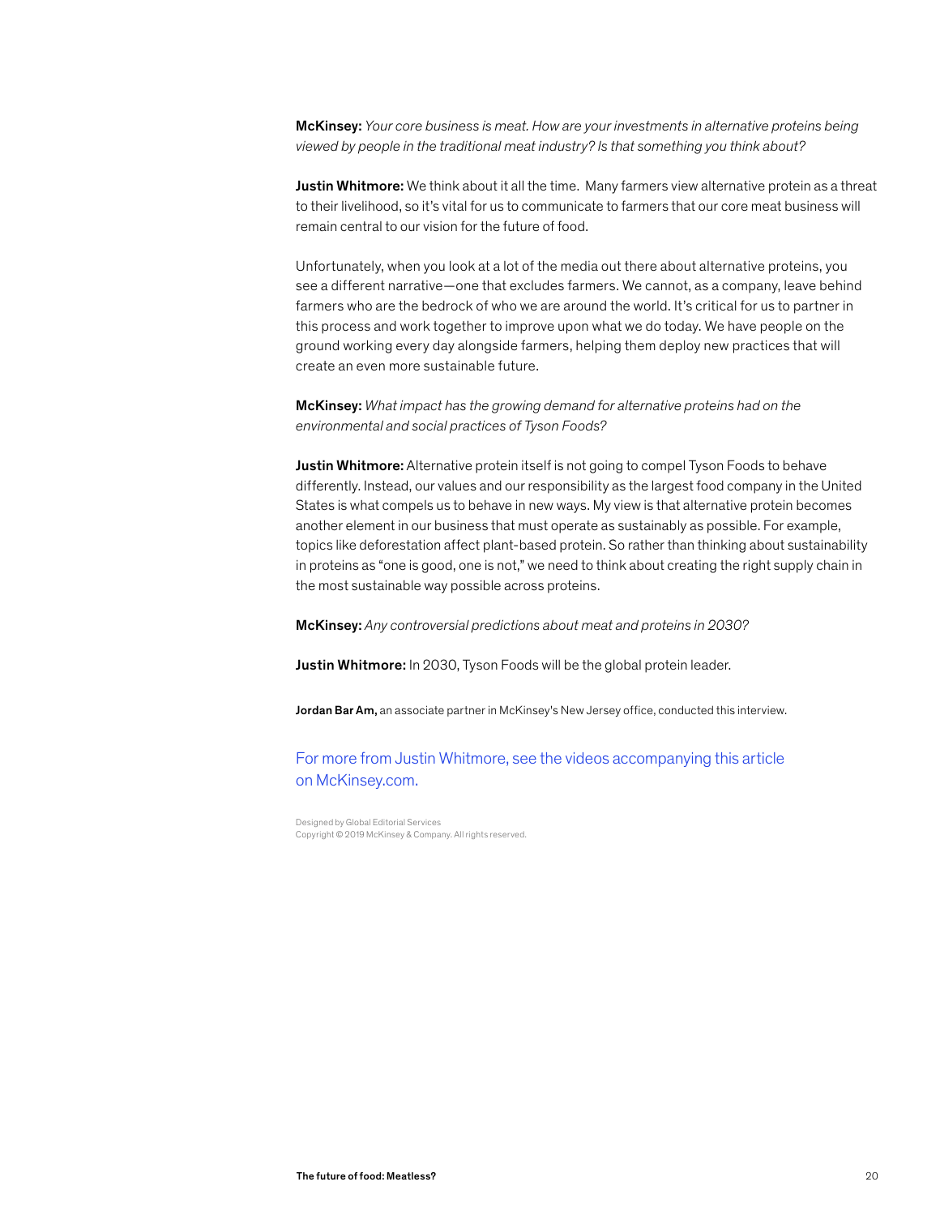**McKinsey:** *Your core business is meat. How are your investments in alternative proteins being viewed by people in the traditional meat industry? Is that something you think about?*

**Justin Whitmore:** We think about it all the time. Many farmers view alternative protein as a threat to their livelihood, so it's vital for us to communicate to farmers that our core meat business will remain central to our vision for the future of food.

Unfortunately, when you look at a lot of the media out there about alternative proteins, you see a different narrative—one that excludes farmers. We cannot, as a company, leave behind farmers who are the bedrock of who we are around the world. It's critical for us to partner in this process and work together to improve upon what we do today. We have people on the ground working every day alongside farmers, helping them deploy new practices that will create an even more sustainable future.

**McKinsey:** *What impact has the growing demand for alternative proteins had on the environmental and social practices of Tyson Foods?*

**Justin Whitmore:** Alternative protein itself is not going to compel Tyson Foods to behave differently. Instead, our values and our responsibility as the largest food company in the United States is what compels us to behave in new ways. My view is that alternative protein becomes another element in our business that must operate as sustainably as possible. For example, topics like deforestation affect plant-based protein. So rather than thinking about sustainability in proteins as "one is good, one is not," we need to think about creating the right supply chain in the most sustainable way possible across proteins.

**McKinsey:** *Any controversial predictions about meat and proteins in 2030?*

**Justin Whitmore:** In 2030, Tyson Foods will be the global protein leader.

**Jordan Bar Am,** an associate partner in McKinsey's New Jersey office, conducted this interview.

For more from Justin Whitmore, see the videos accompanying this article on McKinsey.com.

Designed by Global Editorial Services
Copyright © 2019 McKinsey & Company. All rights reserved.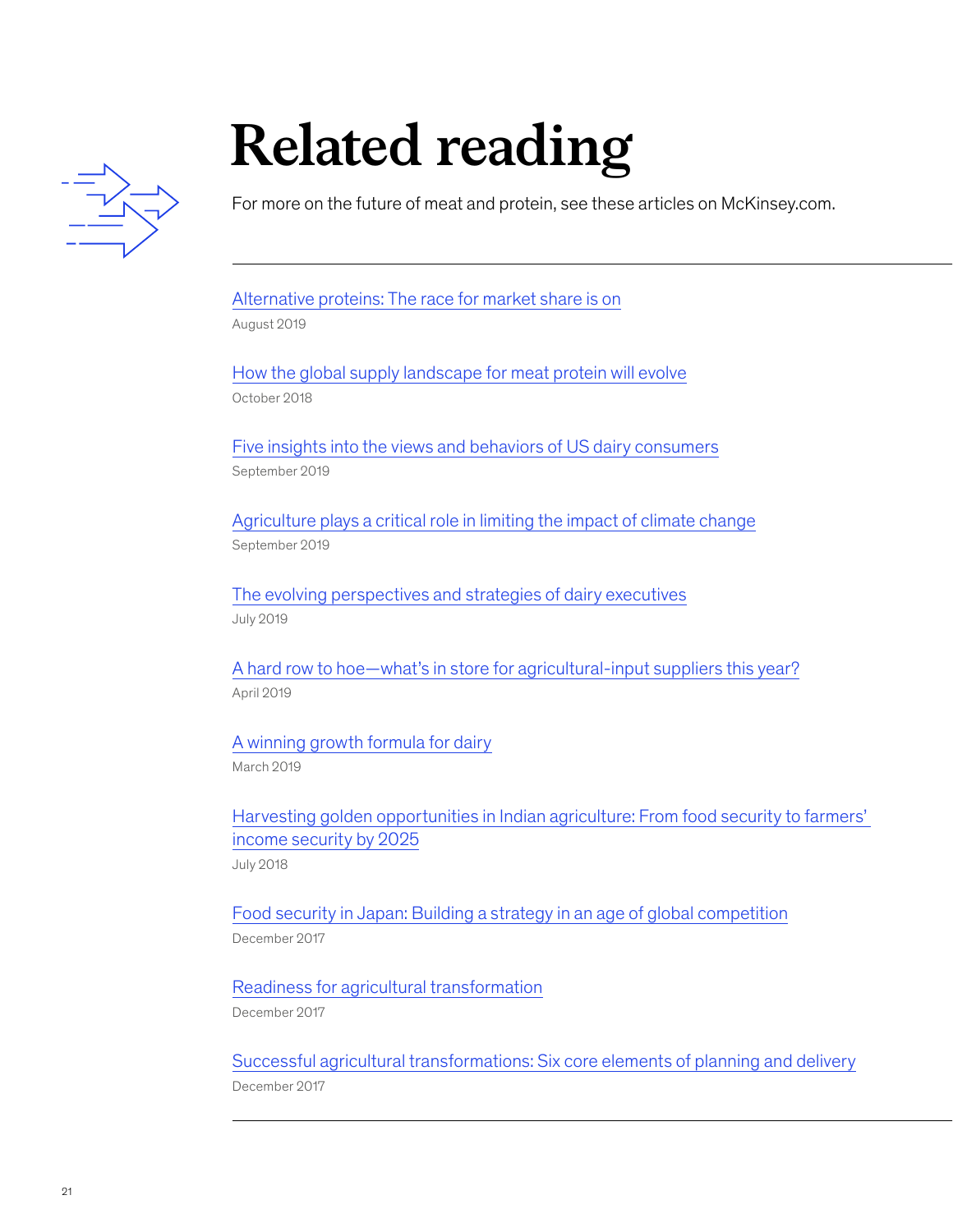# Related reading

For more on the future of meat and protein, see these articles on McKinsey.com.

Alternative proteins: The race for market share is on
August 2019

How the global supply landscape for meat protein will evolve
October 2018

Five insights into the views and behaviors of US dairy consumers
September 2019

Agriculture plays a critical role in limiting the impact of climate change
September 2019

The evolving perspectives and strategies of dairy executives
July 2019

A hard row to hoe—what's in store for agricultural-input suppliers this year?
April 2019

A winning growth formula for dairy
March 2019

Harvesting golden opportunities in Indian agriculture: From food security to farmers' income security by 2025
July 2018

Food security in Japan: Building a strategy in an age of global competition
December 2017

Readiness for agricultural transformation
December 2017

Successful agricultural transformations: Six core elements of planning and delivery
December 2017